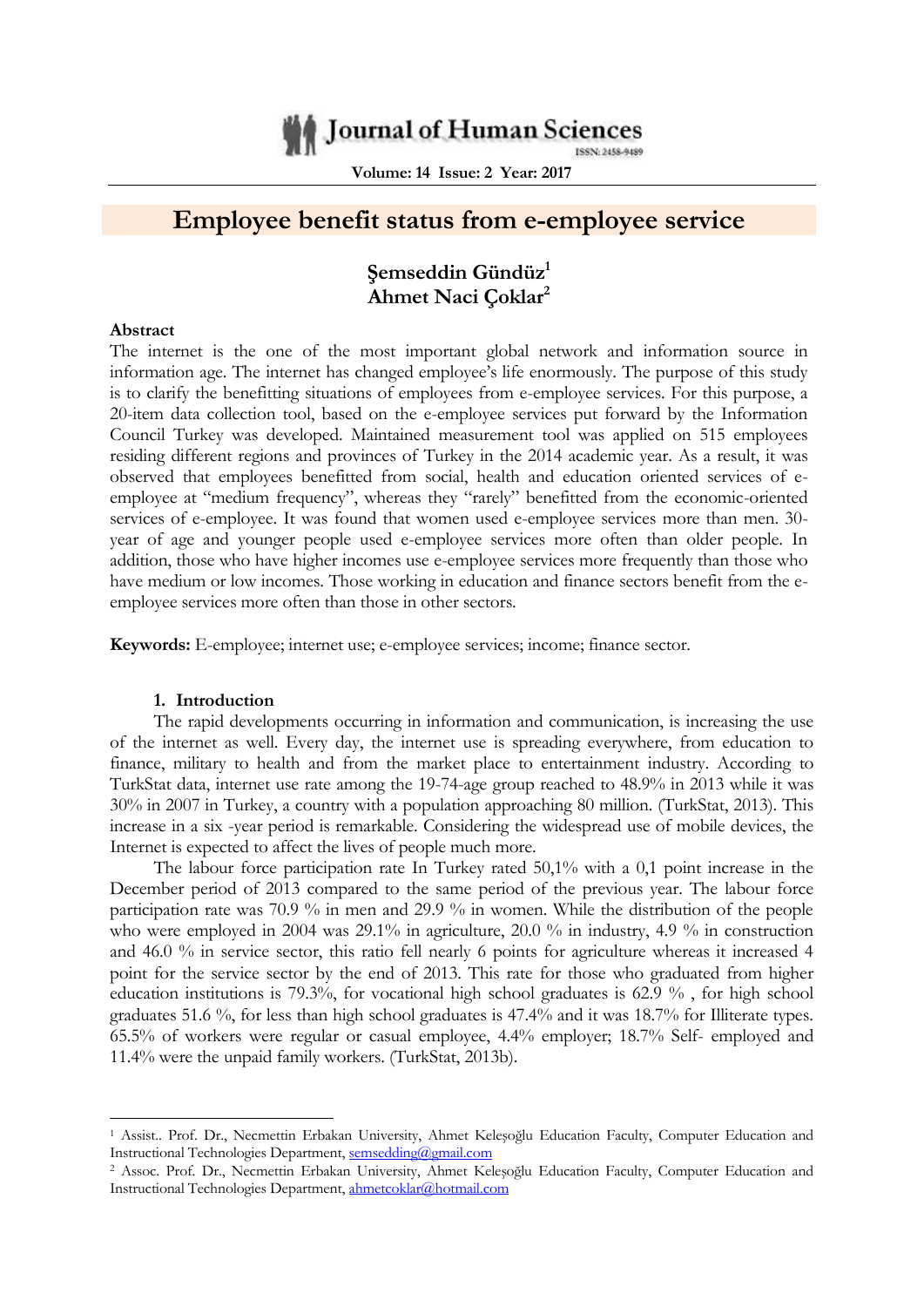# Employee benefit status from e-employee service

**Şemseddin Gündüz**[1]
**Ahmet Naci Çoklar**[2]

## Abstract

The internet is the one of the most important global network and information source in information age. The internet has changed employee's life enormously. The purpose of this study is to clarify the benefitting situations of employees from e-employee services. For this purpose, a 20-item data collection tool, based on the e-employee services put forward by the Information Council Turkey was developed. Maintained measurement tool was applied on 515 employees residing different regions and provinces of Turkey in the 2014 academic year. As a result, it was observed that employees benefitted from social, health and education oriented services of e-employee at "medium frequency", whereas they "rarely" benefitted from the economic-oriented services of e-employee. It was found that women used e-employee services more than men. 30-year of age and younger people used e-employee services more often than older people. In addition, those who have higher incomes use e-employee services more frequently than those who have medium or low incomes. Those working in education and finance sectors benefit from the e-employee services more often than those in other sectors.

**Keywords:** E-employee; internet use; e-employee services; income; finance sector.

## 1. Introduction

The rapid developments occurring in information and communication, is increasing the use of the internet as well. Every day, the internet use is spreading everywhere, from education to finance, military to health and from the market place to entertainment industry. According to TurkStat data, internet use rate among the 19-74-age group reached to 48.9% in 2013 while it was 30% in 2007 in Turkey, a country with a population approaching 80 million. (TurkStat, 2013). This increase in a six -year period is remarkable. Considering the widespread use of mobile devices, the Internet is expected to affect the lives of people much more.

The labour force participation rate In Turkey rated 50,1% with a 0,1 point increase in the December period of 2013 compared to the same period of the previous year. The labour force participation rate was 70.9 % in men and 29.9 % in women. While the distribution of the people who were employed in 2004 was 29.1% in agriculture, 20.0 % in industry, 4.9 % in construction and 46.0 % in service sector, this ratio fell nearly 6 points for agriculture whereas it increased 4 point for the service sector by the end of 2013. This rate for those who graduated from higher education institutions is 79.3%, for vocational high school graduates is 62.9 % , for high school graduates 51.6 %, for less than high school graduates is 47.4% and it was 18.7% for Illiterate types. 65.5% of workers were regular or casual employee, 4.4% employer; 18.7% Self- employed and 11.4% were the unpaid family workers. (TurkStat, 2013b).

---

[1] Assist.. Prof. Dr., Necmettin Erbakan University, Ahmet Keleşoğlu Education Faculty, Computer Education and Instructional Technologies Department, semsedding@gmail.com

[2] Assoc. Prof. Dr., Necmettin Erbakan University, Ahmet Keleşoğlu Education Faculty, Computer Education and Instructional Technologies Department, ahmetcoklar@hotmail.com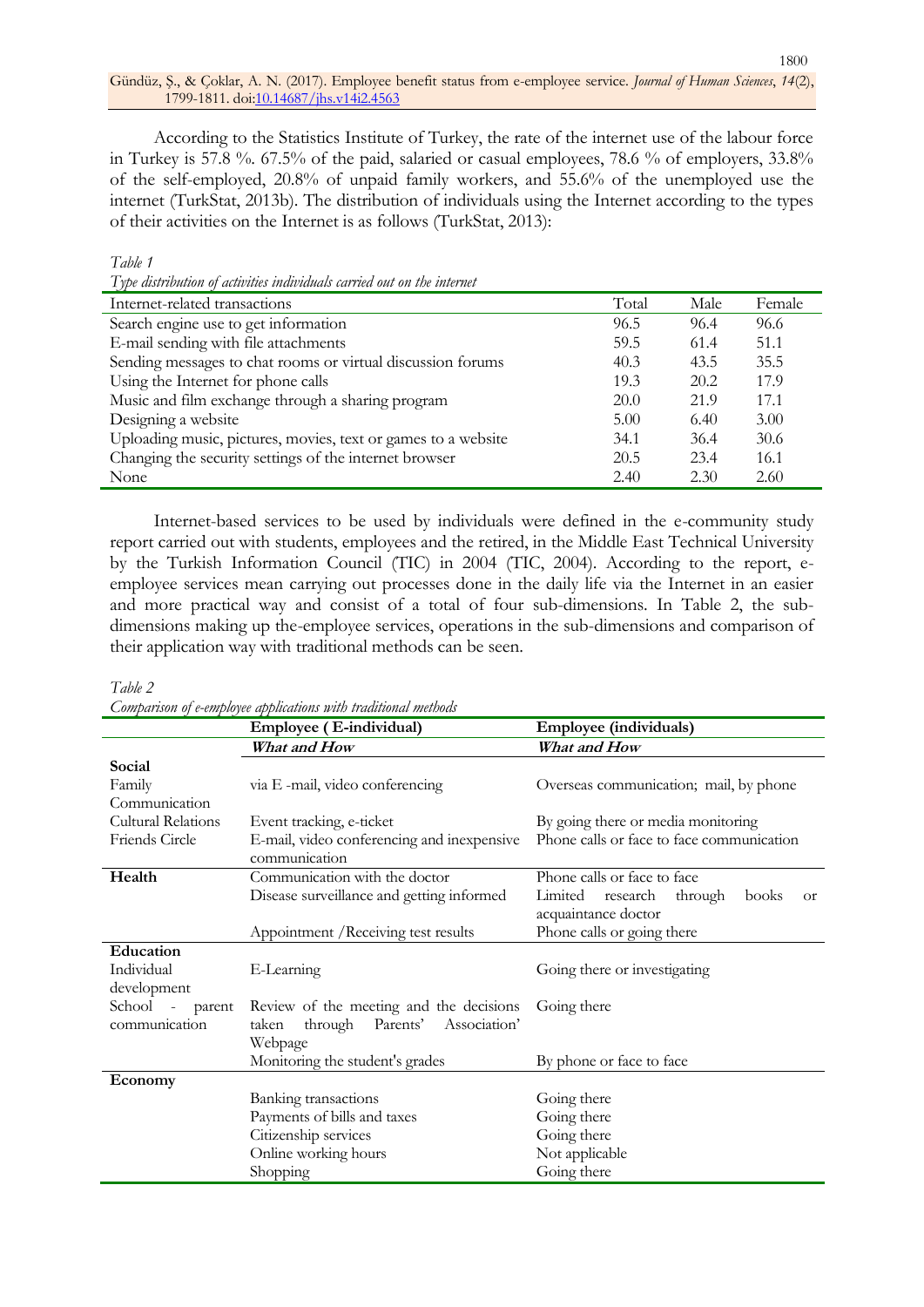According to the Statistics Institute of Turkey, the rate of the internet use of the labour force in Turkey is 57.8 %. 67.5% of the paid, salaried or casual employees, 78.6 % of employers, 33.8% of the self-employed, 20.8% of unpaid family workers, and 55.6% of the unemployed use the internet (TurkStat, 2013b). The distribution of individuals using the Internet according to the types of their activities on the Internet is as follows (TurkStat, 2013):

*Table 1*

*Type distribution of activities individuals carried out on the internet*

| Internet-related transactions | Total | Male | Female |
|---|---|---|---|
| Search engine use to get information | 96.5 | 96.4 | 96.6 |
| E-mail sending with file attachments | 59.5 | 61.4 | 51.1 |
| Sending messages to chat rooms or virtual discussion forums | 40.3 | 43.5 | 35.5 |
| Using the Internet for phone calls | 19.3 | 20.2 | 17.9 |
| Music and film exchange through a sharing program | 20.0 | 21.9 | 17.1 |
| Designing a website | 5.00 | 6.40 | 3.00 |
| Uploading music, pictures, movies, text or games to a website | 34.1 | 36.4 | 30.6 |
| Changing the security settings of the internet browser | 20.5 | 23.4 | 16.1 |
| None | 2.40 | 2.30 | 2.60 |

Internet-based services to be used by individuals were defined in the e-community study report carried out with students, employees and the retired, in the Middle East Technical University by the Turkish Information Council (TIC) in 2004 (TIC, 2004). According to the report, e-employee services mean carrying out processes done in the daily life via the Internet in an easier and more practical way and consist of a total of four sub-dimensions. In Table 2, the sub-dimensions making up the-employee services, operations in the sub-dimensions and comparison of their application way with traditional methods can be seen.

*Table 2*

*Comparison of e-employee applications with traditional methods*

| | **Employee ( E-individual)** | **Employee (individuals)** |
|---|---|---|
| | ***What and How*** | ***What and How*** |
| **Social** | | |
| Family Communication | via E -mail, video conferencing | Overseas communication; mail, by phone |
| Cultural Relations | Event tracking, e-ticket | By going there or media monitoring |
| Friends Circle | E-mail, video conferencing and inexpensive communication | Phone calls or face to face communication |
| **Health** | Communication with the doctor | Phone calls or face to face |
| | Disease surveillance and getting informed | Limited research through books or acquaintance doctor |
| | Appointment /Receiving test results | Phone calls or going there |
| **Education** | | |
| Individual development | E-Learning | Going there or investigating |
| School - parent communication | Review of the meeting and the decisions taken through Parents' Association' Webpage | Going there |
| | Monitoring the student's grades | By phone or face to face |
| **Economy** | | |
| | Banking transactions | Going there |
| | Payments of bills and taxes | Going there |
| | Citizenship services | Going there |
| | Online working hours | Not applicable |
| | Shopping | Going there |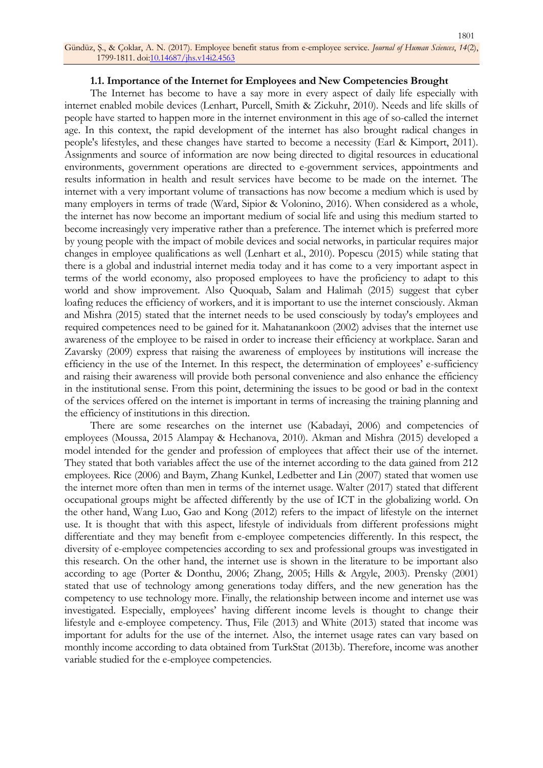### 1.1. Importance of the Internet for Employees and New Competencies Brought

The Internet has become to have a say more in every aspect of daily life especially with internet enabled mobile devices (Lenhart, Purcell, Smith & Zickuhr, 2010). Needs and life skills of people have started to happen more in the internet environment in this age of so-called the internet age. In this context, the rapid development of the internet has also brought radical changes in people's lifestyles, and these changes have started to become a necessity (Earl & Kimport, 2011). Assignments and source of information are now being directed to digital resources in educational environments, government operations are directed to e-government services, appointments and results information in health and result services have become to be made on the internet. The internet with a very important volume of transactions has now become a medium which is used by many employers in terms of trade (Ward, Sipior & Volonino, 2016). When considered as a whole, the internet has now become an important medium of social life and using this medium started to become increasingly very imperative rather than a preference. The internet which is preferred more by young people with the impact of mobile devices and social networks, in particular requires major changes in employee qualifications as well (Lenhart et al., 2010). Popescu (2015) while stating that there is a global and industrial internet media today and it has come to a very important aspect in terms of the world economy, also proposed employees to have the proficiency to adapt to this world and show improvement. Also Quoquab, Salam and Halimah (2015) suggest that cyber loafing reduces the efficiency of workers, and it is important to use the internet consciously. Akman and Mishra (2015) stated that the internet needs to be used consciously by today's employees and required competences need to be gained for it. Mahatanankoon (2002) advises that the internet use awareness of the employee to be raised in order to increase their efficiency at workplace. Saran and Zavarsky (2009) express that raising the awareness of employees by institutions will increase the efficiency in the use of the Internet. In this respect, the determination of employees' e-sufficiency and raising their awareness will provide both personal convenience and also enhance the efficiency in the institutional sense. From this point, determining the issues to be good or bad in the context of the services offered on the internet is important in terms of increasing the training planning and the efficiency of institutions in this direction.

There are some researches on the internet use (Kabadayi, 2006) and competencies of employees (Moussa, 2015 Alampay & Hechanova, 2010). Akman and Mishra (2015) developed a model intended for the gender and profession of employees that affect their use of the internet. They stated that both variables affect the use of the internet according to the data gained from 212 employees. Rice (2006) and Baym, Zhang Kunkel, Ledbetter and Lin (2007) stated that women use the internet more often than men in terms of the internet usage. Walter (2017) stated that different occupational groups might be affected differently by the use of ICT in the globalizing world. On the other hand, Wang Luo, Gao and Kong (2012) refers to the impact of lifestyle on the internet use. It is thought that with this aspect, lifestyle of individuals from different professions might differentiate and they may benefit from e-employee competencies differently. In this respect, the diversity of e-employee competencies according to sex and professional groups was investigated in this research. On the other hand, the internet use is shown in the literature to be important also according to age (Porter & Donthu, 2006; Zhang, 2005; Hills & Argyle, 2003). Prensky (2001) stated that use of technology among generations today differs, and the new generation has the competency to use technology more. Finally, the relationship between income and internet use was investigated. Especially, employees' having different income levels is thought to change their lifestyle and e-employee competency. Thus, File (2013) and White (2013) stated that income was important for adults for the use of the internet. Also, the internet usage rates can vary based on monthly income according to data obtained from TurkStat (2013b). Therefore, income was another variable studied for the e-employee competencies.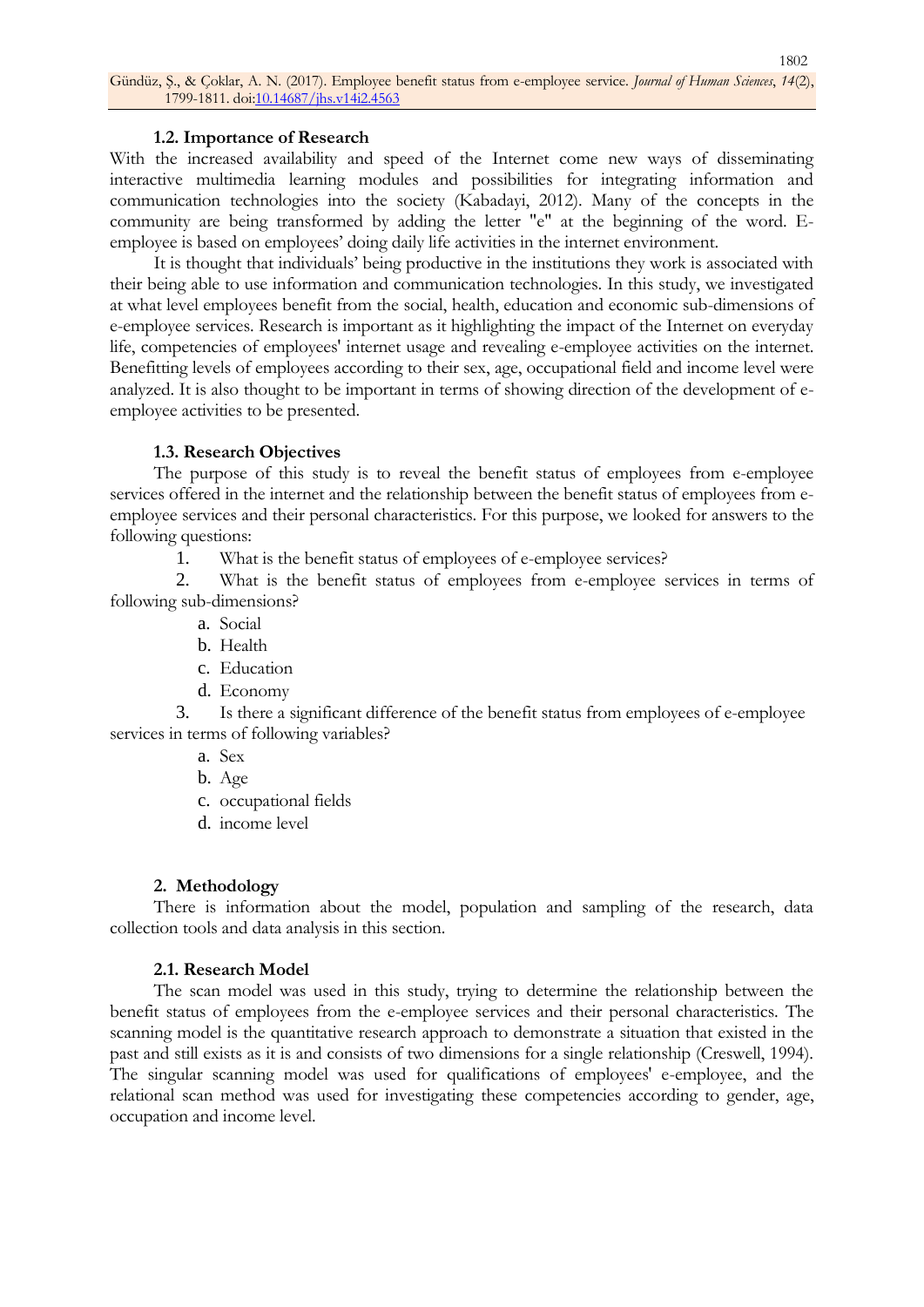### 1.2. Importance of Research

With the increased availability and speed of the Internet come new ways of disseminating interactive multimedia learning modules and possibilities for integrating information and communication technologies into the society (Kabadayi, 2012). Many of the concepts in the community are being transformed by adding the letter "e" at the beginning of the word. E-employee is based on employees' doing daily life activities in the internet environment.

It is thought that individuals' being productive in the institutions they work is associated with their being able to use information and communication technologies. In this study, we investigated at what level employees benefit from the social, health, education and economic sub-dimensions of e-employee services. Research is important as it highlighting the impact of the Internet on everyday life, competencies of employees' internet usage and revealing e-employee activities on the internet. Benefitting levels of employees according to their sex, age, occupational field and income level were analyzed. It is also thought to be important in terms of showing direction of the development of e-employee activities to be presented.

### 1.3. Research Objectives

The purpose of this study is to reveal the benefit status of employees from e-employee services offered in the internet and the relationship between the benefit status of employees from e-employee services and their personal characteristics. For this purpose, we looked for answers to the following questions:

1. What is the benefit status of employees of e-employee services?
2. What is the benefit status of employees from e-employee services in terms of following sub-dimensions?
    a. Social
    b. Health
    c. Education
    d. Economy
3. Is there a significant difference of the benefit status from employees of e-employee services in terms of following variables?
    a. Sex
    b. Age
    c. occupational fields
    d. income level

## 2. Methodology

There is information about the model, population and sampling of the research, data collection tools and data analysis in this section.

### 2.1. Research Model

The scan model was used in this study, trying to determine the relationship between the benefit status of employees from the e-employee services and their personal characteristics. The scanning model is the quantitative research approach to demonstrate a situation that existed in the past and still exists as it is and consists of two dimensions for a single relationship (Creswell, 1994). The singular scanning model was used for qualifications of employees' e-employee, and the relational scan method was used for investigating these competencies according to gender, age, occupation and income level.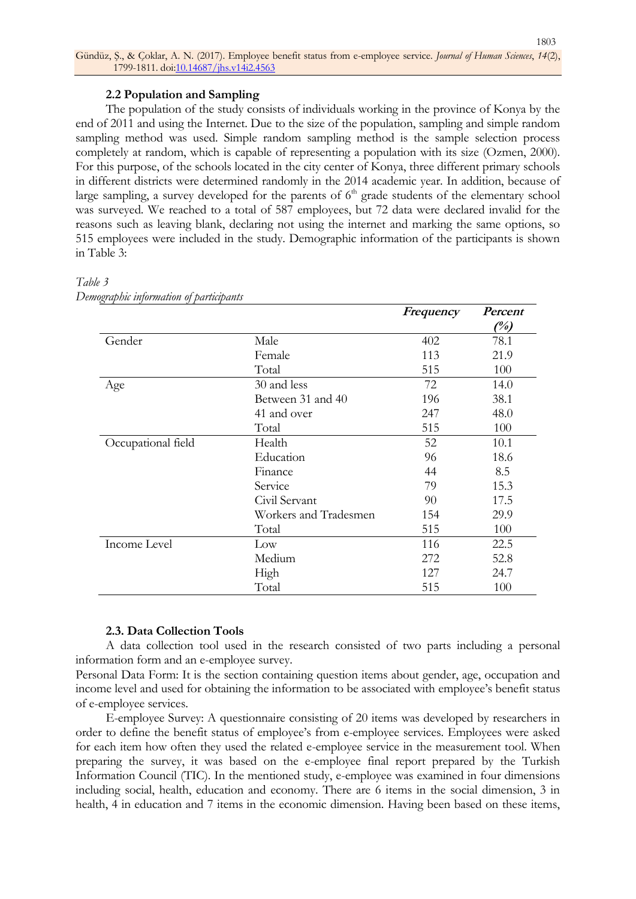### 2.2 Population and Sampling

The population of the study consists of individuals working in the province of Konya by the end of 2011 and using the Internet. Due to the size of the population, sampling and simple random sampling method was used. Simple random sampling method is the sample selection process completely at random, which is capable of representing a population with its size (Ozmen, 2000). For this purpose, of the schools located in the city center of Konya, three different primary schools in different districts were determined randomly in the 2014 academic year. In addition, because of large sampling, a survey developed for the parents of 6th grade students of the elementary school was surveyed. We reached to a total of 587 employees, but 72 data were declared invalid for the reasons such as leaving blank, declaring not using the internet and marking the same options, so 515 employees were included in the study. Demographic information of the participants is shown in Table 3:

*Table 3*
*Demographic information of participants*

| | | ***Frequency*** | ***Percent (%)*** |
|---|---|---|---|
| Gender | Male | 402 | 78.1 |
| | Female | 113 | 21.9 |
| | Total | 515 | 100 |
| Age | 30 and less | 72 | 14.0 |
| | Between 31 and 40 | 196 | 38.1 |
| | 41 and over | 247 | 48.0 |
| | Total | 515 | 100 |
| Occupational field | Health | 52 | 10.1 |
| | Education | 96 | 18.6 |
| | Finance | 44 | 8.5 |
| | Service | 79 | 15.3 |
| | Civil Servant | 90 | 17.5 |
| | Workers and Tradesmen | 154 | 29.9 |
| | Total | 515 | 100 |
| Income Level | Low | 116 | 22.5 |
| | Medium | 272 | 52.8 |
| | High | 127 | 24.7 |
| | Total | 515 | 100 |

### 2.3. Data Collection Tools

A data collection tool used in the research consisted of two parts including a personal information form and an e-employee survey.

Personal Data Form: It is the section containing question items about gender, age, occupation and income level and used for obtaining the information to be associated with employee's benefit status of e-employee services.

E-employee Survey: A questionnaire consisting of 20 items was developed by researchers in order to define the benefit status of employee's from e-employee services. Employees were asked for each item how often they used the related e-employee service in the measurement tool. When preparing the survey, it was based on the e-employee final report prepared by the Turkish Information Council (TIC). In the mentioned study, e-employee was examined in four dimensions including social, health, education and economy. There are 6 items in the social dimension, 3 in health, 4 in education and 7 items in the economic dimension. Having been based on these items,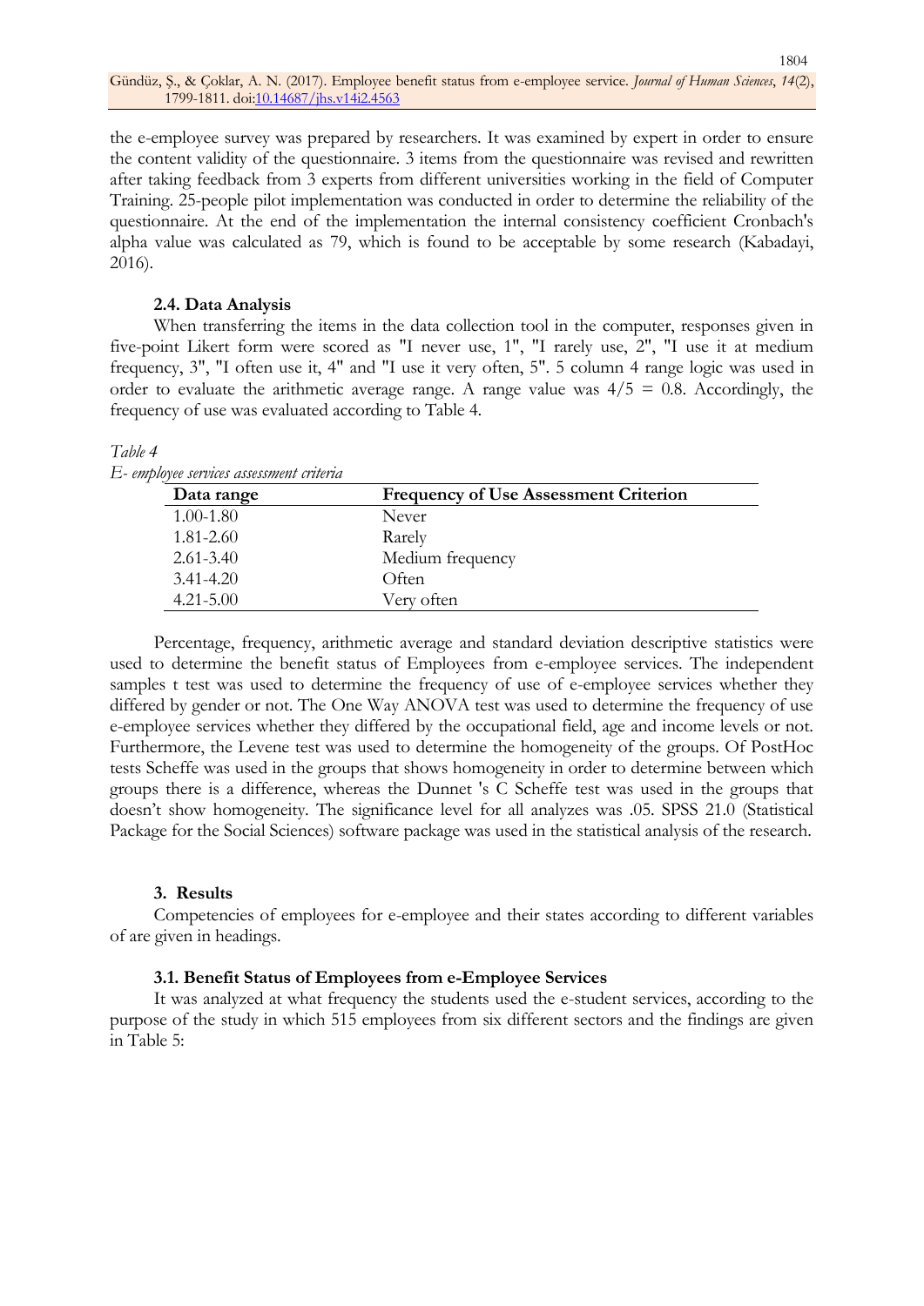the e-employee survey was prepared by researchers. It was examined by expert in order to ensure the content validity of the questionnaire. 3 items from the questionnaire was revised and rewritten after taking feedback from 3 experts from different universities working in the field of Computer Training. 25-people pilot implementation was conducted in order to determine the reliability of the questionnaire. At the end of the implementation the internal consistency coefficient Cronbach's alpha value was calculated as 79, which is found to be acceptable by some research (Kabadayi, 2016).

### 2.4. Data Analysis

When transferring the items in the data collection tool in the computer, responses given in five-point Likert form were scored as "I never use, 1", "I rarely use, 2", "I use it at medium frequency, 3", "I often use it, 4" and "I use it very often, 5". 5 column 4 range logic was used in order to evaluate the arithmetic average range. A range value was $4/5 = 0.8$. Accordingly, the frequency of use was evaluated according to Table 4.

*Table 4*

*E- employee services assessment criteria*

| Data range | Frequency of Use Assessment Criterion |
|---|---|
| 1.00-1.80 | Never |
| 1.81-2.60 | Rarely |
| 2.61-3.40 | Medium frequency |
| 3.41-4.20 | Often |
| 4.21-5.00 | Very often |

Percentage, frequency, arithmetic average and standard deviation descriptive statistics were used to determine the benefit status of Employees from e-employee services. The independent samples t test was used to determine the frequency of use of e-employee services whether they differed by gender or not. The One Way ANOVA test was used to determine the frequency of use e-employee services whether they differed by the occupational field, age and income levels or not. Furthermore, the Levene test was used to determine the homogeneity of the groups. Of PostHoc tests Scheffe was used in the groups that shows homogeneity in order to determine between which groups there is a difference, whereas the Dunnet 's C Scheffe test was used in the groups that doesn't show homogeneity. The significance level for all analyzes was .05. SPSS 21.0 (Statistical Package for the Social Sciences) software package was used in the statistical analysis of the research.

## 3. Results

Competencies of employees for e-employee and their states according to different variables of are given in headings.

### 3.1. Benefit Status of Employees from e-Employee Services

It was analyzed at what frequency the students used the e-student services, according to the purpose of the study in which 515 employees from six different sectors and the findings are given in Table 5: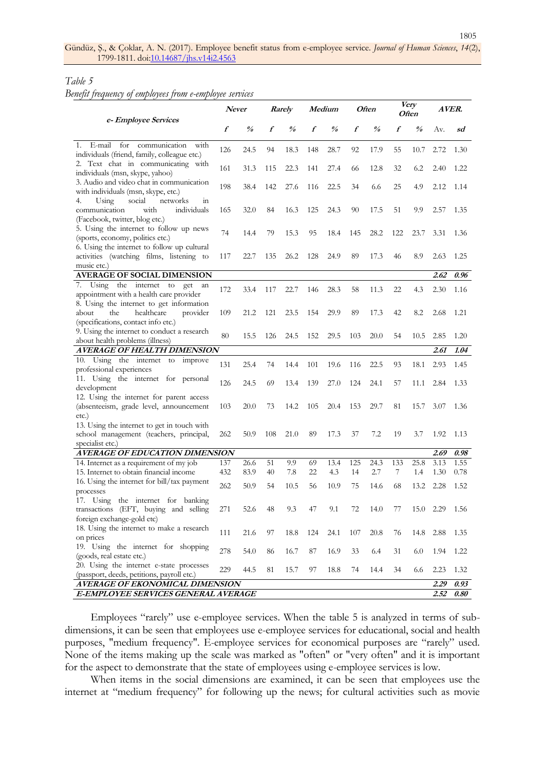*Table 5*

*Benefit frequency of employees from e-employee services*

| *e- Employee Services* | *Never* | | *Rarely* | | *Medium* | | *Often* | | *Very Often* | | *AVER.* | |
|---|---|---|---|---|---|---|---|---|---|---|---|---|
| | *f* | *%* | *f* | *%* | *f* | *%* | *f* | *%* | *f* | *%* | Av. | *sd* |
| 1. E-mail for communication with individuals (friend, family, colleague etc.) | 126 | 24.5 | 94 | 18.3 | 148 | 28.7 | 92 | 17.9 | 55 | 10.7 | 2.72 | 1.30 |
| 2. Text chat in communicating with individuals (msn, skype, yahoo) | 161 | 31.3 | 115 | 22.3 | 141 | 27.4 | 66 | 12.8 | 32 | 6.2 | 2.40 | 1.22 |
| 3. Audio and video chat in communication with individuals (msn, skype, etc.) | 198 | 38.4 | 142 | 27.6 | 116 | 22.5 | 34 | 6.6 | 25 | 4.9 | 2.12 | 1.14 |
| 4. Using social networks in communication with individuals (Facebook, twitter, blog etc.) | 165 | 32.0 | 84 | 16.3 | 125 | 24.3 | 90 | 17.5 | 51 | 9.9 | 2.57 | 1.35 |
| 5. Using the internet to follow up news (sports, economy, politics etc.) | 74 | 14.4 | 79 | 15.3 | 95 | 18.4 | 145 | 28.2 | 122 | 23.7 | 3.31 | 1.36 |
| 6. Using the internet to follow up cultural activities (watching films, listening to music etc.) | 117 | 22.7 | 135 | 26.2 | 128 | 24.9 | 89 | 17.3 | 46 | 8.9 | 2.63 | 1.25 |
| **AVERAGE OF SOCIAL DIMENSION** | | | | | | | | | | | ***2.62*** | ***0.96*** |
| 7. Using the internet to get an appointment with a health care provider | 172 | 33.4 | 117 | 22.7 | 146 | 28.3 | 58 | 11.3 | 22 | 4.3 | 2.30 | 1.16 |
| 8. Using the internet to get information about the healthcare provider (specifications, contact info etc.) | 109 | 21.2 | 121 | 23.5 | 154 | 29.9 | 89 | 17.3 | 42 | 8.2 | 2.68 | 1.21 |
| 9. Using the internet to conduct a research about health problems (illness) | 80 | 15.5 | 126 | 24.5 | 152 | 29.5 | 103 | 20.0 | 54 | 10.5 | 2.85 | 1.20 |
| ***AVERAGE OF HEALTH DIMENSION*** | | | | | | | | | | | ***2.61*** | ***1.04*** |
| 10. Using the internet to improve professional experiences | 131 | 25.4 | 74 | 14.4 | 101 | 19.6 | 116 | 22.5 | 93 | 18.1 | 2.93 | 1.45 |
| 11. Using the internet for personal development | 126 | 24.5 | 69 | 13.4 | 139 | 27.0 | 124 | 24.1 | 57 | 11.1 | 2.84 | 1.33 |
| 12. Using the internet for parent access (absenteeism, grade level, announcement etc.) | 103 | 20.0 | 73 | 14.2 | 105 | 20.4 | 153 | 29.7 | 81 | 15.7 | 3.07 | 1.36 |
| 13. Using the internet to get in touch with school management (teachers, principal, specialist etc.) | 262 | 50.9 | 108 | 21.0 | 89 | 17.3 | 37 | 7.2 | 19 | 3.7 | 1.92 | 1.13 |
| ***AVERAGE OF EDUCATION DIMENSION*** | | | | | | | | | | | ***2.69*** | ***0.98*** |
| 14. Internet as a requirement of my job | 137 | 26.6 | 51 | 9.9 | 69 | 13.4 | 125 | 24.3 | 133 | 25.8 | 3.13 | 1.55 |
| 15. Internet to obtain financial income | 432 | 83.9 | 40 | 7.8 | 22 | 4.3 | 14 | 2.7 | 7 | 1.4 | 1.30 | 0.78 |
| 16. Using the internet for bill/tax payment processes | 262 | 50.9 | 54 | 10.5 | 56 | 10.9 | 75 | 14.6 | 68 | 13.2 | 2.28 | 1.52 |
| 17. Using the internet for banking transactions (EFT, buying and selling foreign exchange-gold etc) | 271 | 52.6 | 48 | 9.3 | 47 | 9.1 | 72 | 14.0 | 77 | 15.0 | 2.29 | 1.56 |
| 18. Using the internet to make a research on prices | 111 | 21.6 | 97 | 18.8 | 124 | 24.1 | 107 | 20.8 | 76 | 14.8 | 2.88 | 1.35 |
| 19. Using the internet for shopping (goods, real estate etc.) | 278 | 54.0 | 86 | 16.7 | 87 | 16.9 | 33 | 6.4 | 31 | 6.0 | 1.94 | 1.22 |
| 20. Using the internet e-state processes (passport, deeds, petitions, payroll etc.) | 229 | 44.5 | 81 | 15.7 | 97 | 18.8 | 74 | 14.4 | 34 | 6.6 | 2.23 | 1.32 |
| ***AVERAGE OF EKONOMICAL DIMENSION*** | | | | | | | | | | | ***2.29*** | ***0.93*** |
| ***E-EMPLOYEE SERVICES GENERAL AVERAGE*** | | | | | | | | | | | ***2.52*** | ***0.80*** |

Employees "rarely" use e-employee services. When the table 5 is analyzed in terms of sub-dimensions, it can be seen that employees use e-employee services for educational, social and health purposes, "medium frequency". E-employee services for economical purposes are "rarely" used. None of the items making up the scale was marked as "often" or "very often" and it is important for the aspect to demonstrate that the state of employees using e-employee services is low.

When items in the social dimensions are examined, it can be seen that employees use the internet at "medium frequency" for following up the news; for cultural activities such as movie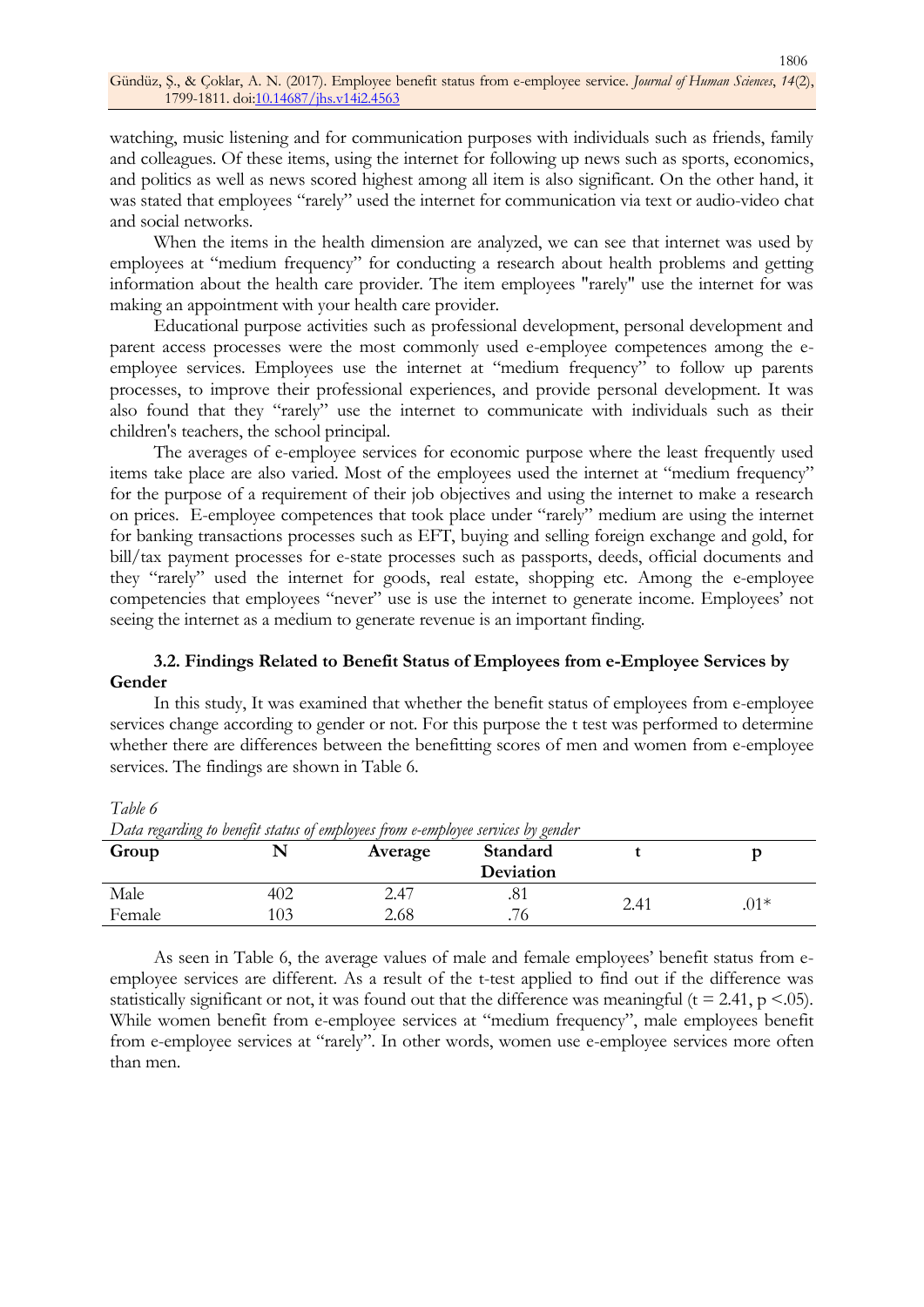watching, music listening and for communication purposes with individuals such as friends, family and colleagues. Of these items, using the internet for following up news such as sports, economics, and politics as well as news scored highest among all item is also significant. On the other hand, it was stated that employees "rarely" used the internet for communication via text or audio-video chat and social networks.

When the items in the health dimension are analyzed, we can see that internet was used by employees at "medium frequency" for conducting a research about health problems and getting information about the health care provider. The item employees "rarely" use the internet for was making an appointment with your health care provider.

Educational purpose activities such as professional development, personal development and parent access processes were the most commonly used e-employee competences among the e-employee services. Employees use the internet at "medium frequency" to follow up parents processes, to improve their professional experiences, and provide personal development. It was also found that they "rarely" use the internet to communicate with individuals such as their children's teachers, the school principal.

The averages of e-employee services for economic purpose where the least frequently used items take place are also varied. Most of the employees used the internet at "medium frequency" for the purpose of a requirement of their job objectives and using the internet to make a research on prices. E-employee competences that took place under "rarely" medium are using the internet for banking transactions processes such as EFT, buying and selling foreign exchange and gold, for bill/tax payment processes for e-state processes such as passports, deeds, official documents and they "rarely" used the internet for goods, real estate, shopping etc. Among the e-employee competencies that employees "never" use is use the internet to generate income. Employees' not seeing the internet as a medium to generate revenue is an important finding.

### 3.2. Findings Related to Benefit Status of Employees from e-Employee Services by Gender

In this study, It was examined that whether the benefit status of employees from e-employee services change according to gender or not. For this purpose the t test was performed to determine whether there are differences between the benefitting scores of men and women from e-employee services. The findings are shown in Table 6.

*Table 6*

*Data regarding to benefit status of employees from e-employee services by gender*

| Group | N | Average | Standard Deviation | t | p |
|---|---|---|---|---|---|
| Male | 402 | 2.47 | .81 | 2.41 | .01* |
| Female | 103 | 2.68 | .76 | | |

As seen in Table 6, the average values of male and female employees' benefit status from e-employee services are different. As a result of the t-test applied to find out if the difference was statistically significant or not, it was found out that the difference was meaningful ($t = 2.41$, $p < .05$). While women benefit from e-employee services at "medium frequency", male employees benefit from e-employee services at "rarely". In other words, women use e-employee services more often than men.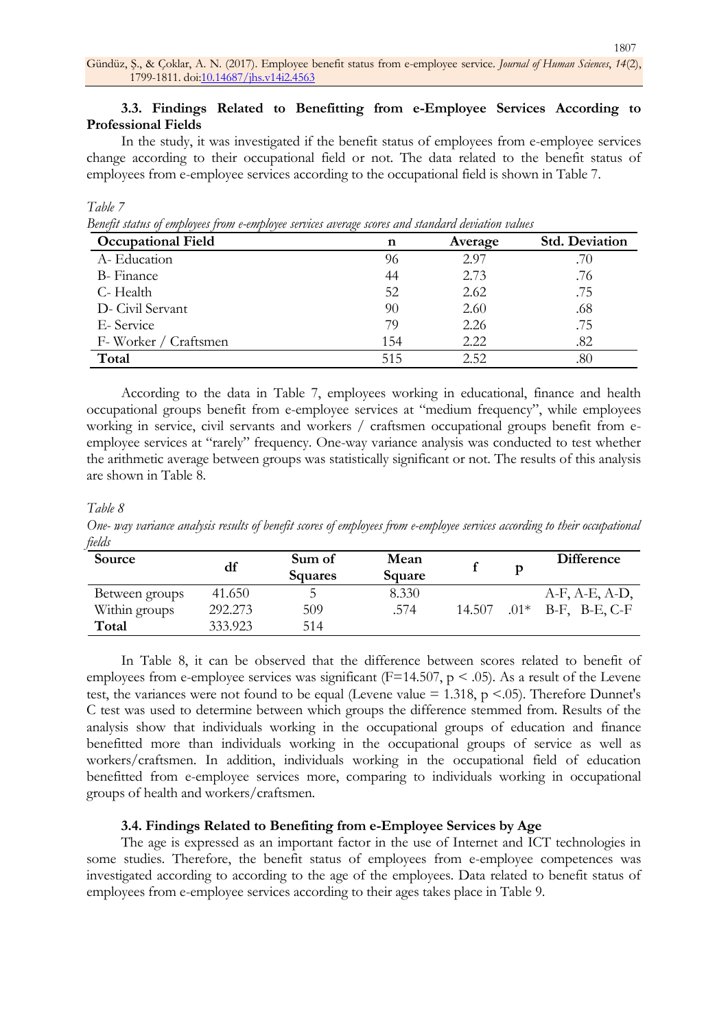### 3.3. Findings Related to Benefitting from e-Employee Services According to Professional Fields

In the study, it was investigated if the benefit status of employees from e-employee services change according to their occupational field or not. The data related to the benefit status of employees from e-employee services according to the occupational field is shown in Table 7.

*Table 7*

*Benefit status of employees from e-employee services average scores and standard deviation values*

| Occupational Field | n | Average | Std. Deviation |
|---|---|---|---|
| A- Education | 96 | 2.97 | .70 |
| B- Finance | 44 | 2.73 | .76 |
| C- Health | 52 | 2.62 | .75 |
| D- Civil Servant | 90 | 2.60 | .68 |
| E- Service | 79 | 2.26 | .75 |
| F- Worker / Craftsmen | 154 | 2.22 | .82 |
| **Total** | 515 | 2.52 | .80 |

According to the data in Table 7, employees working in educational, finance and health occupational groups benefit from e-employee services at "medium frequency", while employees working in service, civil servants and workers / craftsmen occupational groups benefit from e-employee services at "rarely" frequency. One-way variance analysis was conducted to test whether the arithmetic average between groups was statistically significant or not. The results of this analysis are shown in Table 8.

*Table 8*

*One- way variance analysis results of benefit scores of employees from e-employee services according to their occupational fields*

| Source | df | Sum of Squares | Mean Square | f | p | Difference |
|---|---|---|---|---|---|---|
| Between groups | 41.650 | 5 | 8.330 | | | A-F, A-E, A-D, |
| Within groups | 292.273 | 509 | .574 | 14.507 | .01* | B-F, B-E, C-F |
| **Total** | 333.923 | 514 | | | | |

In Table 8, it can be observed that the difference between scores related to benefit of employees from e-employee services was significant ($F=14.507$, $p < .05$). As a result of the Levene test, the variances were not found to be equal (Levene value = 1.318, $p <.05$). Therefore Dunnet's C test was used to determine between which groups the difference stemmed from. Results of the analysis show that individuals working in the occupational groups of education and finance benefitted more than individuals working in the occupational groups of service as well as workers/craftsmen. In addition, individuals working in the occupational field of education benefitted from e-employee services more, comparing to individuals working in occupational groups of health and workers/craftsmen.

### 3.4. Findings Related to Benefiting from e-Employee Services by Age

The age is expressed as an important factor in the use of Internet and ICT technologies in some studies. Therefore, the benefit status of employees from e-employee competences was investigated according to according to the age of the employees. Data related to benefit status of employees from e-employee services according to their ages takes place in Table 9.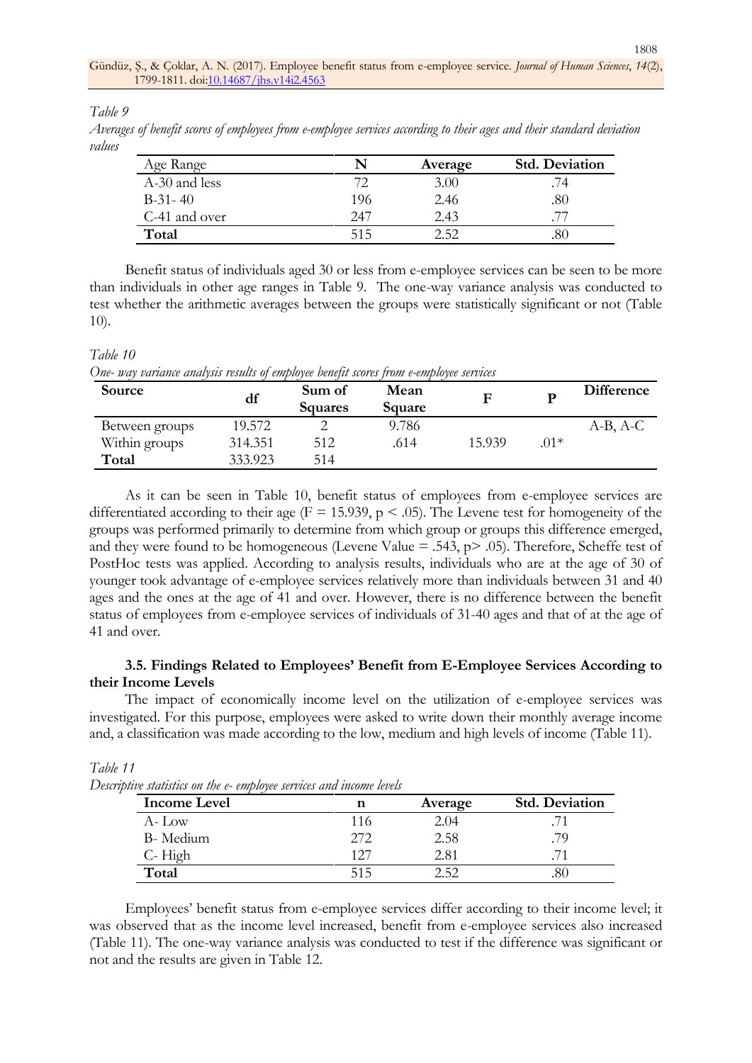*Table 9*

*Averages of benefit scores of employees from e-employee services according to their ages and their standard deviation values*

| Age Range | N | Average | Std. Deviation |
|---|---|---|---|
| A-30 and less | 72 | 3.00 | .74 |
| B-31- 40 | 196 | 2.46 | .80 |
| C-41 and over | 247 | 2.43 | .77 |
| **Total** | 515 | 2.52 | .80 |

Benefit status of individuals aged 30 or less from e-employee services can be seen to be more than individuals in other age ranges in Table 9. The one-way variance analysis was conducted to test whether the arithmetic averages between the groups were statistically significant or not (Table 10).

*Table 10*

*One- way variance analysis results of employee benefit scores from e-employee services*

| Source | df | Sum of Squares | Mean Square | F | P | Difference |
|---|---|---|---|---|---|---|
| Between groups | 19.572 | 2 | 9.786 | | | A-B, A-C |
| Within groups | 314.351 | 512 | .614 | 15.939 | .01* | |
| **Total** | 333.923 | 514 | | | | |

As it can be seen in Table 10, benefit status of employees from e-employee services are differentiated according to their age ($F = 15.939$, $p < .05$). The Levene test for homogeneity of the groups was performed primarily to determine from which group or groups this difference emerged, and they were found to be homogeneous (Levene Value = .543, $p > .05$). Therefore, Scheffe test of PostHoc tests was applied. According to analysis results, individuals who are at the age of 30 of younger took advantage of e-employee services relatively more than individuals between 31 and 40 ages and the ones at the age of 41 and over. However, there is no difference between the benefit status of employees from e-employee services of individuals of 31-40 ages and that of at the age of 41 and over.

### 3.5. Findings Related to Employees' Benefit from E-Employee Services According to their Income Levels

The impact of economically income level on the utilization of e-employee services was investigated. For this purpose, employees were asked to write down their monthly average income and, a classification was made according to the low, medium and high levels of income (Table 11).

*Table 11*

*Descriptive statistics on the e- employee services and income levels*

| Income Level | n | Average | Std. Deviation |
|---|---|---|---|
| A- Low | 116 | 2.04 | .71 |
| B- Medium | 272 | 2.58 | .79 |
| C- High | 127 | 2.81 | .71 |
| **Total** | 515 | 2.52 | .80 |

Employees' benefit status from e-employee services differ according to their income level; it was observed that as the income level increased, benefit from e-employee services also increased (Table 11). The one-way variance analysis was conducted to test if the difference was significant or not and the results are given in Table 12.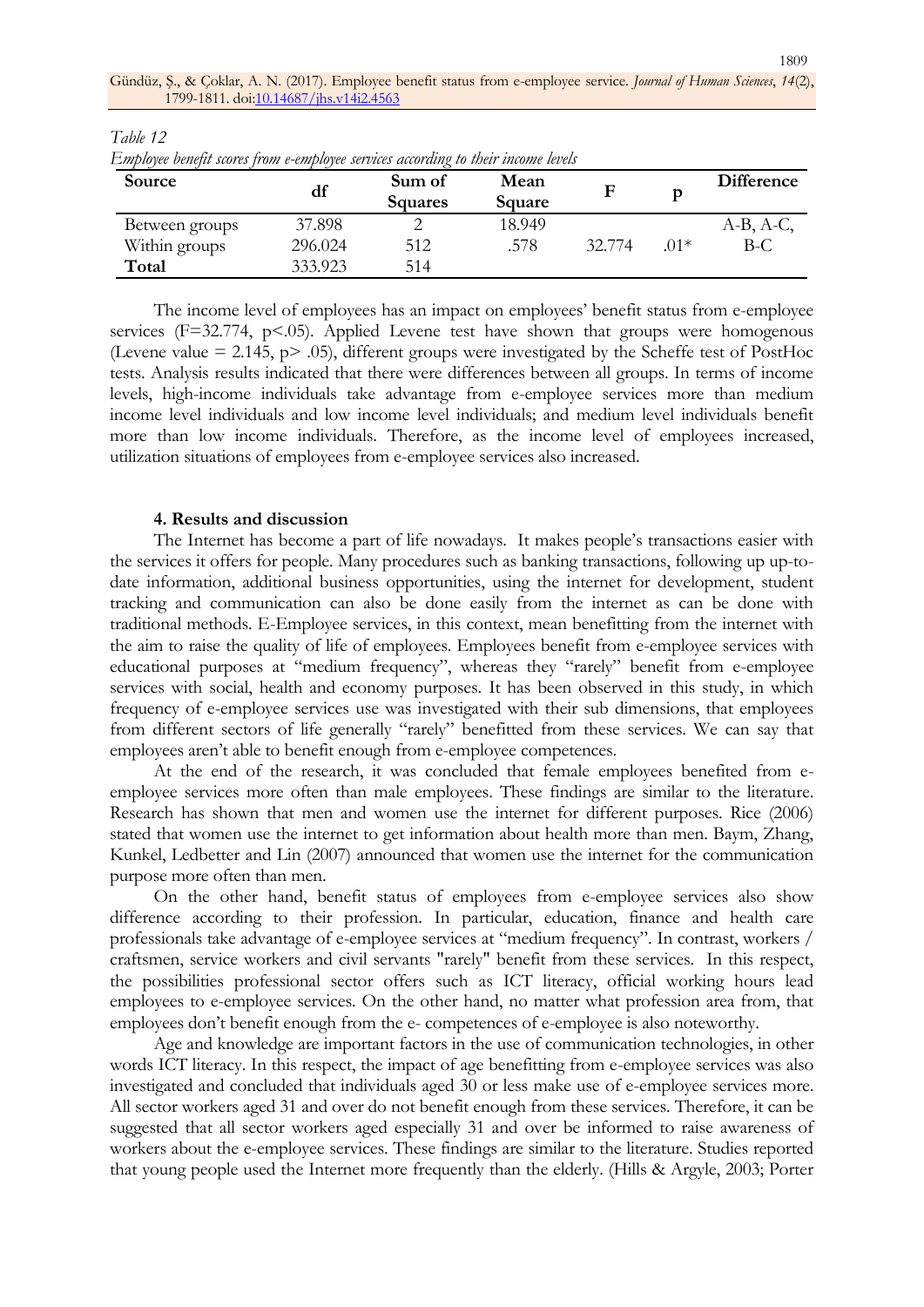*Table 12*

*Employee benefit scores from e-employee services according to their income levels*

| Source | df | Sum of Squares | Mean Square | F | p | Difference |
|---|---|---|---|---|---|---|
| Between groups | 37.898 | 2 | 18.949 | | | A-B, A-C, |
| Within groups | 296.024 | 512 | .578 | 32.774 | .01* | B-C |
| **Total** | 333.923 | 514 | | | | |

The income level of employees has an impact on employees' benefit status from e-employee services (F=32.774, p<.05). Applied Levene test have shown that groups were homogenous (Levene value = 2.145, p> .05), different groups were investigated by the Scheffe test of PostHoc tests. Analysis results indicated that there were differences between all groups. In terms of income levels, high-income individuals take advantage from e-employee services more than medium income level individuals and low income level individuals; and medium level individuals benefit more than low income individuals. Therefore, as the income level of employees increased, utilization situations of employees from e-employee services also increased.

## 4. Results and discussion

The Internet has become a part of life nowadays. It makes people's transactions easier with the services it offers for people. Many procedures such as banking transactions, following up up-to-date information, additional business opportunities, using the internet for development, student tracking and communication can also be done easily from the internet as can be done with traditional methods. E-Employee services, in this context, mean benefitting from the internet with the aim to raise the quality of life of employees. Employees benefit from e-employee services with educational purposes at "medium frequency", whereas they "rarely" benefit from e-employee services with social, health and economy purposes. It has been observed in this study, in which frequency of e-employee services use was investigated with their sub dimensions, that employees from different sectors of life generally "rarely" benefitted from these services. We can say that employees aren't able to benefit enough from e-employee competences.

At the end of the research, it was concluded that female employees benefited from e-employee services more often than male employees. These findings are similar to the literature. Research has shown that men and women use the internet for different purposes. Rice (2006) stated that women use the internet to get information about health more than men. Baym, Zhang, Kunkel, Ledbetter and Lin (2007) announced that women use the internet for the communication purpose more often than men.

On the other hand, benefit status of employees from e-employee services also show difference according to their profession. In particular, education, finance and health care professionals take advantage of e-employee services at "medium frequency". In contrast, workers / craftsmen, service workers and civil servants "rarely" benefit from these services. In this respect, the possibilities professional sector offers such as ICT literacy, official working hours lead employees to e-employee services. On the other hand, no matter what profession area from, that employees don't benefit enough from the e- competences of e-employee is also noteworthy.

Age and knowledge are important factors in the use of communication technologies, in other words ICT literacy. In this respect, the impact of age benefitting from e-employee services was also investigated and concluded that individuals aged 30 or less make use of e-employee services more. All sector workers aged 31 and over do not benefit enough from these services. Therefore, it can be suggested that all sector workers aged especially 31 and over be informed to raise awareness of workers about the e-employee services. These findings are similar to the literature. Studies reported that young people used the Internet more frequently than the elderly. (Hills & Argyle, 2003; Porter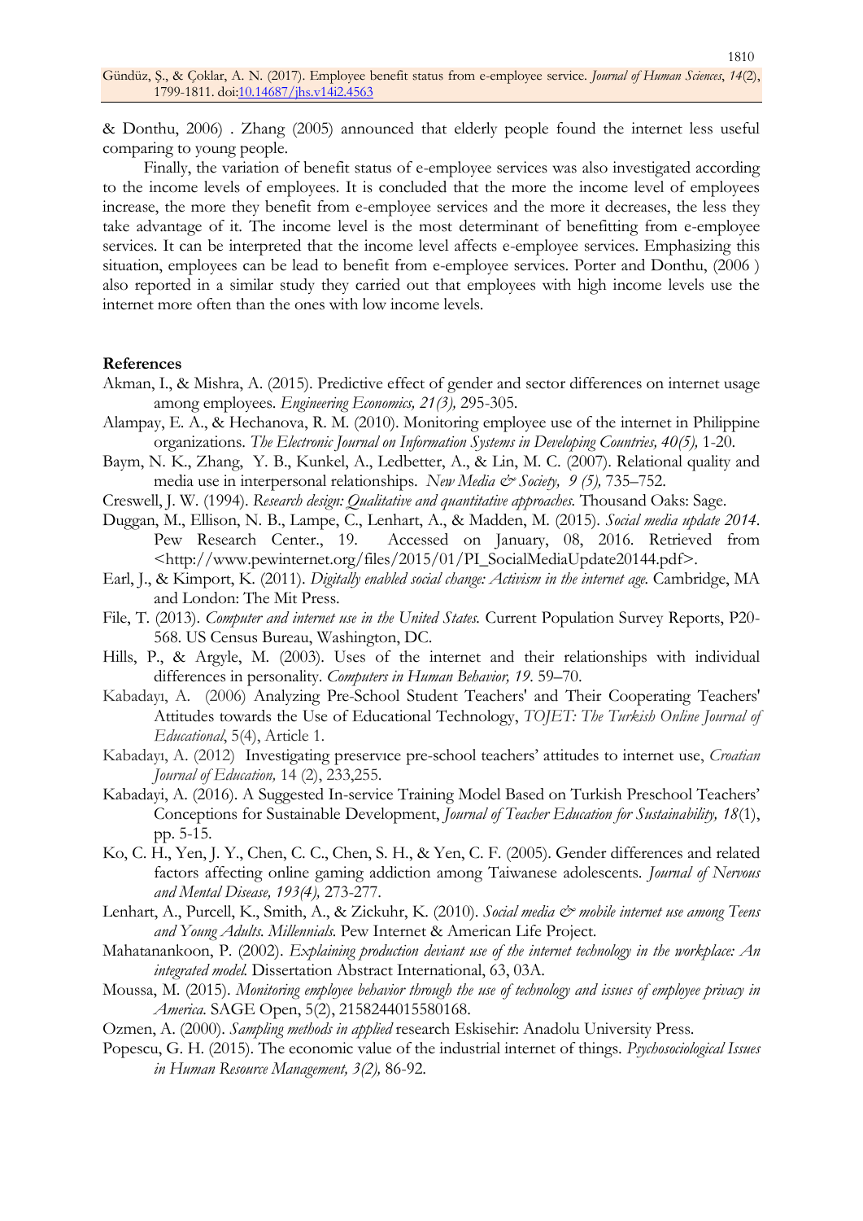& Donthu, 2006) . Zhang (2005) announced that elderly people found the internet less useful comparing to young people.

Finally, the variation of benefit status of e-employee services was also investigated according to the income levels of employees. It is concluded that the more the income level of employees increase, the more they benefit from e-employee services and the more it decreases, the less they take advantage of it. The income level is the most determinant of benefitting from e-employee services. It can be interpreted that the income level affects e-employee services. Emphasizing this situation, employees can be lead to benefit from e-employee services. Porter and Donthu, (2006 ) also reported in a similar study they carried out that employees with high income levels use the internet more often than the ones with low income levels.

**References**

Akman, I., & Mishra, A. (2015). Predictive effect of gender and sector differences on internet usage among employees. *Engineering Economics, 21(3),* 295-305.

Alampay, E. A., & Hechanova, R. M. (2010). Monitoring employee use of the internet in Philippine organizations. *The Electronic Journal on Information Systems in Developing Countries, 40(5),* 1-20.

Baym, N. K., Zhang, Y. B., Kunkel, A., Ledbetter, A., & Lin, M. C. (2007). Relational quality and media use in interpersonal relationships. *New Media & Society, 9 (5),* 735–752.

Creswell, J. W. (1994). *Research design: Qualitative and quantitative approaches.* Thousand Oaks: Sage.

Duggan, M., Ellison, N. B., Lampe, C., Lenhart, A., & Madden, M. (2015). *Social media update 2014*. Pew Research Center., 19. Accessed on January, 08, 2016. Retrieved from <http://www.pewinternet.org/files/2015/01/PI_SocialMediaUpdate20144.pdf>.

Earl, J., & Kimport, K. (2011). *Digitally enabled social change: Activism in the internet age.* Cambridge, MA and London: The Mit Press.

File, T. (2013). *Computer and internet use in the United States.* Current Population Survey Reports, P20-568. US Census Bureau, Washington, DC.

Hills, P., & Argyle, M. (2003). Uses of the internet and their relationships with individual differences in personality. *Computers in Human Behavior, 19*. 59–70.

Kabadayı, A. (2006) Analyzing Pre-School Student Teachers' and Their Cooperating Teachers' Attitudes towards the Use of Educational Technology, *TOJET: The Turkish Online Journal of Educational*, 5(4), Article 1.

Kabadayı, A. (2012) Investigating preservıce pre-school teachers' attitudes to internet use, *Croatian Journal of Education,* 14 (2), 233,255.

Kabadayi, A. (2016). A Suggested In-service Training Model Based on Turkish Preschool Teachers' Conceptions for Sustainable Development, *Journal of Teacher Education for Sustainability, 18*(1), pp. 5-15.

Ko, C. H., Yen, J. Y., Chen, C. C., Chen, S. H., & Yen, C. F. (2005). Gender differences and related factors affecting online gaming addiction among Taiwanese adolescents. *Journal of Nervous and Mental Disease, 193(4),* 273-277.

Lenhart, A., Purcell, K., Smith, A., & Zickuhr, K. (2010). *Social media & mobile internet use among Teens and Young Adults. Millennials.* Pew Internet & American Life Project.

Mahatanankoon, P. (2002). *Explaining production deviant use of the internet technology in the workplace: An integrated model.* Dissertation Abstract International, 63, 03A.

Moussa, M. (2015). *Monitoring employee behavior through the use of technology and issues of employee privacy in America*. SAGE Open, 5(2), 2158244015580168.

Ozmen, A. (2000). *Sampling methods in applied* research Eskisehir: Anadolu University Press.

Popescu, G. H. (2015). The economic value of the industrial internet of things. *Psychosociological Issues in Human Resource Management, 3(2),* 86-92.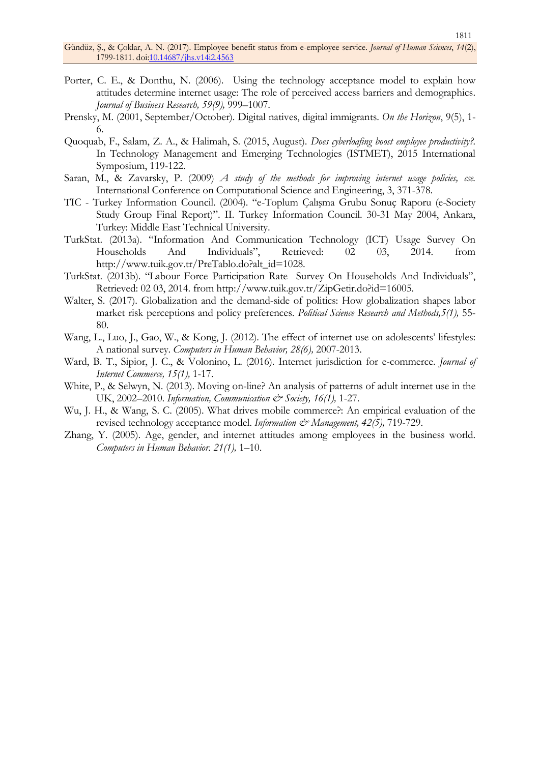Porter, C. E., & Donthu, N. (2006). Using the technology acceptance model to explain how attitudes determine internet usage: The role of perceived access barriers and demographics. *Journal of Business Research, 59(9),* 999–1007.

Prensky, M. (2001, September/October). Digital natives, digital immigrants. *On the Horizon*, 9(5), 1-6.

Quoquab, F., Salam, Z. A., & Halimah, S. (2015, August). *Does cyberloafing boost employee productivity?*. In Technology Management and Emerging Technologies (ISTMET), 2015 International Symposium, 119-122.

Saran, M., & Zavarsky, P. (2009) *A study of the methods for improving internet usage policies, cse.* International Conference on Computational Science and Engineering, 3, 371-378.

TIC - Turkey Information Council. (2004). "e-Toplum Çalışma Grubu Sonuç Raporu (e-Society Study Group Final Report)". II. Turkey Information Council. 30-31 May 2004, Ankara, Turkey: Middle East Technical University.

TurkStat. (2013a). "Information And Communication Technology (ICT) Usage Survey On Households And Individuals", Retrieved: 02 03, 2014. from http://www.tuik.gov.tr/PreTablo.do?alt_id=1028.

TurkStat. (2013b). "Labour Force Participation Rate Survey On Households And Individuals", Retrieved: 02 03, 2014. from http://www.tuik.gov.tr/ZipGetir.do?id=16005.

Walter, S. (2017). Globalization and the demand-side of politics: How globalization shapes labor market risk perceptions and policy preferences. *Political Science Research and Methods,5(1),* 55-80.

Wang, L., Luo, J., Gao, W., & Kong, J. (2012). The effect of internet use on adolescents' lifestyles: A national survey. *Computers in Human Behavior, 28(6),* 2007-2013.

Ward, B. T., Sipior, J. C., & Volonino, L. (2016). Internet jurisdiction for e-commerce. *Journal of Internet Commerce, 15(1),* 1-17.

White, P., & Selwyn, N. (2013). Moving on-line? An analysis of patterns of adult internet use in the UK, 2002–2010. *Information, Communication & Society, 16(1),* 1-27.

Wu, J. H., & Wang, S. C. (2005). What drives mobile commerce?: An empirical evaluation of the revised technology acceptance model. *Information & Management, 42(5),* 719-729.

Zhang, Y. (2005). Age, gender, and internet attitudes among employees in the business world. *Computers in Human Behavior. 21(1),* 1–10.